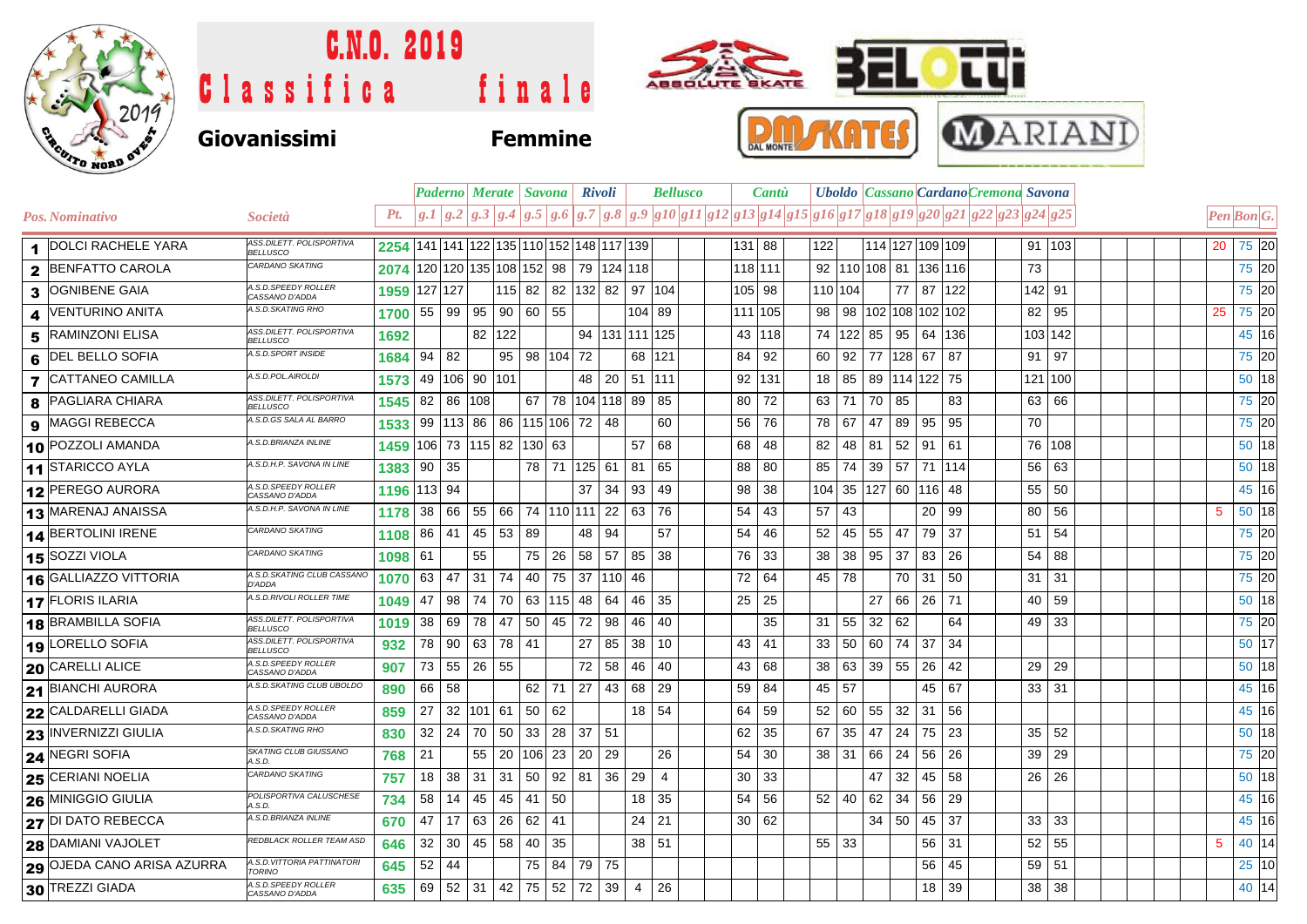# C.N.O. 2019

# Classifica finale

## Giovanissimi Femmine

| Pos. | Nominativo | Società | Pt. | Paderno | | Merate | | Savona | | Rivoli | | Bellusco | | | | Cantù | | Uboldo | | Cassano | | Cardano | | Cremona | | Savona | | | Pen | Bon | G. |
|---|---|---|---|---|---|---|---|---|---|---|---|---|---|---|---|---|---|---|---|---|---|---|---|---|---|---|---|---|---|---|---|
| | | | | g.1 | g.2 | g.3 | g.4 | g.5 | g.6 | g.7 | g.8 | g.9 | g10 | g11 | g12 | g13 | g14 | g15 | g16 | g17 | g18 | g19 | g20 | g21 | g22 | g23 | g24 | g25 | | | |
| 1 | DOLCI RACHELE YARA | ASS.DILETT. POLISPORTIVA BELLUSCO | 2254 | 141 | 141 | 122 | 135 | 110 | 152 | 148 | 117 | 139 | | | | 131 | 88 | 122 | | 114 | 127 | 109 | 109 | | | 91 | 103 | | 20 | 75 | 20 |
| 2 | BENFATTO CAROLA | CARDANO SKATING | 2074 | 120 | 120 | 135 | 108 | 152 | 98 | 79 | 124 | 118 | | | | 118 | 111 | 92 | 110 | 108 | 81 | 136 | 116 | | | 73 | | | | 75 | 20 |
| 3 | OGNIBENE GAIA | A.S.D.SPEEDY ROLLER CASSANO D'ADDA | 1959 | 127 | 127 | | 115 | 82 | 82 | 132 | 82 | 97 | 104 | | | 105 | 98 | 110 | 104 | | 77 | 87 | 122 | | | 142 | 91 | | | 75 | 20 |
| 4 | VENTURINO ANITA | A.S.D.SKATING RHO | 1700 | 55 | 99 | 95 | 90 | 60 | 55 | | | 104 | 89 | | | 111 | 105 | 98 | 98 | 102 | 108 | 102 | 102 | | | 82 | 95 | | 25 | 75 | 20 |
| 5 | RAMINZONI ELISA | ASS.DILETT. POLISPORTIVA BELLUSCO | 1692 | | | 82 | 122 | | | 94 | 131 | 111 | 125 | | | 43 | 118 | 74 | 122 | 85 | 95 | 64 | 136 | | | 103 | 142 | | | 45 | 16 |
| 6 | DEL BELLO SOFIA | A.S.D.SPORT INSIDE | 1684 | 94 | 82 | | 95 | 98 | 104 | 72 | | 68 | 121 | | | 84 | 92 | 60 | 92 | 77 | 128 | 67 | 87 | | | 91 | 97 | | | 75 | 20 |
| 7 | CATTANEO CAMILLA | A.S.D.POL.AIROLDI | 1573 | 49 | 106 | 90 | 101 | | | 48 | 20 | 51 | 111 | | | 92 | 131 | 18 | 85 | 89 | 114 | 122 | 75 | | | 121 | 100 | | | 50 | 18 |
| 8 | PAGLIARA CHIARA | ASS.DILETT. POLISPORTIVA BELLUSCO | 1545 | 82 | 86 | 108 | | 67 | 78 | 104 | 118 | 89 | 85 | | | 80 | 72 | 63 | 71 | 70 | 85 | | 83 | | | 63 | 66 | | | 75 | 20 |
| 9 | MAGGI REBECCA | A.S.D.GS SALA AL BARRO | 1533 | 99 | 113 | 86 | 86 | 115 | 106 | 72 | 48 | | 60 | | | 56 | 76 | 78 | 67 | 47 | 89 | 95 | 95 | | | 70 | | | | 75 | 20 |
| 10 | POZZOLI AMANDA | A.S.D.BRIANZA INLINE | 1459 | 106 | 73 | 115 | 82 | 130 | 63 | | | 57 | 68 | | | 68 | 48 | 82 | 48 | 81 | 52 | 91 | 61 | | | 76 | 108 | | | 50 | 18 |
| 11 | STARICCO AYLA | A.S.D.H.P. SAVONA IN LINE | 1383 | 90 | 35 | | | 78 | 71 | 125 | 61 | 81 | 65 | | | 88 | 80 | 85 | 74 | 39 | 57 | 71 | 114 | | | 56 | 63 | | | 50 | 18 |
| 12 | PEREGO AURORA | A.S.D.SPEEDY ROLLER CASSANO D'ADDA | 1196 | 113 | 94 | | | | | 37 | 34 | 93 | 49 | | | 98 | 38 | 104 | 35 | 127 | 60 | 116 | 48 | | | 55 | 50 | | | 45 | 16 |
| 13 | MARENAJ ANAISSA | A.S.D.H.P. SAVONA IN LINE | 1178 | 38 | 66 | 55 | 66 | 74 | 110 | 111 | 22 | 63 | 76 | | | 54 | 43 | 57 | 43 | | | 20 | 99 | | | 80 | 56 | | 5 | 50 | 18 |
| 14 | BERTOLINI IRENE | CARDANO SKATING | 1108 | 86 | 41 | 45 | 53 | 89 | | 48 | 94 | | 57 | | | 54 | 46 | 52 | 45 | 55 | 47 | 79 | 37 | | | 51 | 54 | | | 75 | 20 |
| 15 | SOZZI VIOLA | CARDANO SKATING | 1098 | 61 | | 55 | | 75 | 26 | 58 | 57 | 85 | 38 | | | 76 | 33 | 38 | 38 | 95 | 37 | 83 | 26 | | | 54 | 88 | | | 75 | 20 |
| 16 | GALLIAZZO VITTORIA | A.S.D.SKATING CLUB CASSANO D'ADDA | 1070 | 63 | 47 | 31 | 74 | 40 | 75 | 37 | 110 | 46 | | | | 72 | 64 | 45 | 78 | | 70 | 31 | 50 | | | 31 | 31 | | | 75 | 20 |
| 17 | FLORIS ILARIA | A.S.D.RIVOLI ROLLER TIME | 1049 | 47 | 98 | 74 | 70 | 63 | 115 | 48 | 64 | 46 | 35 | | | 25 | 25 | | | 27 | 66 | 26 | 71 | | | 40 | 59 | | | 50 | 18 |
| 18 | BRAMBILLA SOFIA | ASS.DILETT. POLISPORTIVA BELLUSCO | 1019 | 38 | 69 | 78 | 47 | 50 | 45 | 72 | 98 | 46 | 40 | | | | 35 | 31 | 55 | 32 | 62 | | 64 | | | 49 | 33 | | | 75 | 20 |
| 19 | LORELLO SOFIA | ASS.DILETT. POLISPORTIVA BELLUSCO | 932 | 78 | 90 | 63 | 78 | 41 | | 27 | 85 | 38 | 10 | | | 43 | 41 | 33 | 50 | 60 | 74 | 37 | 34 | | | | | | | 50 | 17 |
| 20 | CARELLI ALICE | A.S.D.SPEEDY ROLLER CASSANO D'ADDA | 907 | 73 | 55 | 26 | 55 | | | 72 | 58 | 46 | 40 | | | 43 | 68 | 38 | 63 | 39 | 55 | 26 | 42 | | | 29 | 29 | | | 50 | 18 |
| 21 | BIANCHI AURORA | A.S.D.SKATING CLUB UBOLDO | 890 | 66 | 58 | | | 62 | 71 | 27 | 43 | 68 | 29 | | | 59 | 84 | 45 | 57 | | | 45 | 67 | | | 33 | 31 | | | 45 | 16 |
| 22 | CALDARELLI GIADA | A.S.D.SPEEDY ROLLER CASSANO D'ADDA | 859 | 27 | 32 | 101 | 61 | 50 | 62 | | | 18 | 54 | | | 64 | 59 | 52 | 60 | 55 | 32 | 31 | 56 | | | | | | | 45 | 16 |
| 23 | INVERNIZZI GIULIA | A.S.D.SKATING RHO | 830 | 32 | 24 | 70 | 50 | 33 | 28 | 37 | 51 | | | | | 62 | 35 | 67 | 35 | 47 | 24 | 75 | 23 | | | 35 | 52 | | | 50 | 18 |
| 24 | NEGRI SOFIA | SKATING CLUB GIUSSANO A.S.D. | 768 | 21 | | 55 | 20 | 106 | 23 | 20 | 29 | | 26 | | | 54 | 30 | 38 | 31 | 66 | 24 | 56 | 26 | | | 39 | 29 | | | 75 | 20 |
| 25 | CERIANI NOELIA | CARDANO SKATING | 757 | 18 | 38 | 31 | 31 | 50 | 92 | 81 | 36 | 29 | 4 | | | 30 | 33 | | | 47 | 32 | 45 | 58 | | | 26 | 26 | | | 50 | 18 |
| 26 | MINIGGIO GIULIA | POLISPORTIVA CALUSCHESE A.S.D. | 734 | 58 | 14 | 45 | 45 | 41 | 50 | | | 18 | 35 | | | 54 | 56 | 52 | 40 | 62 | 34 | 56 | 29 | | | | | | | 45 | 16 |
| 27 | DI DATO REBECCA | A.S.D.BRIANZA INLINE | 670 | 47 | 17 | 63 | 26 | 62 | 41 | | | 24 | 21 | | | 30 | 62 | | | 34 | 50 | 45 | 37 | | | 33 | 33 | | | 45 | 16 |
| 28 | DAMIANI VAJOLET | REDBLACK ROLLER TEAM ASD | 646 | 32 | 30 | 45 | 58 | 40 | 35 | | | 38 | 51 | | | | | 55 | 33 | | | 56 | 31 | | | 52 | 55 | | 5 | 40 | 14 |
| 29 | OJEDA CANO ARISA AZURRA | A.S.D.VITTORIA PATTINATORI TORINO | 645 | 52 | 44 | | | 75 | 84 | 79 | 75 | | | | | | | | | | | 56 | 45 | | | 59 | 51 | | | 25 | 10 |
| 30 | TREZZI GIADA | A.S.D.SPEEDY ROLLER CASSANO D'ADDA | 635 | 69 | 52 | 31 | 42 | 75 | 52 | 72 | 39 | 4 | 26 | | | | | | | | | 18 | 39 | | | 38 | 38 | | | 40 | 14 |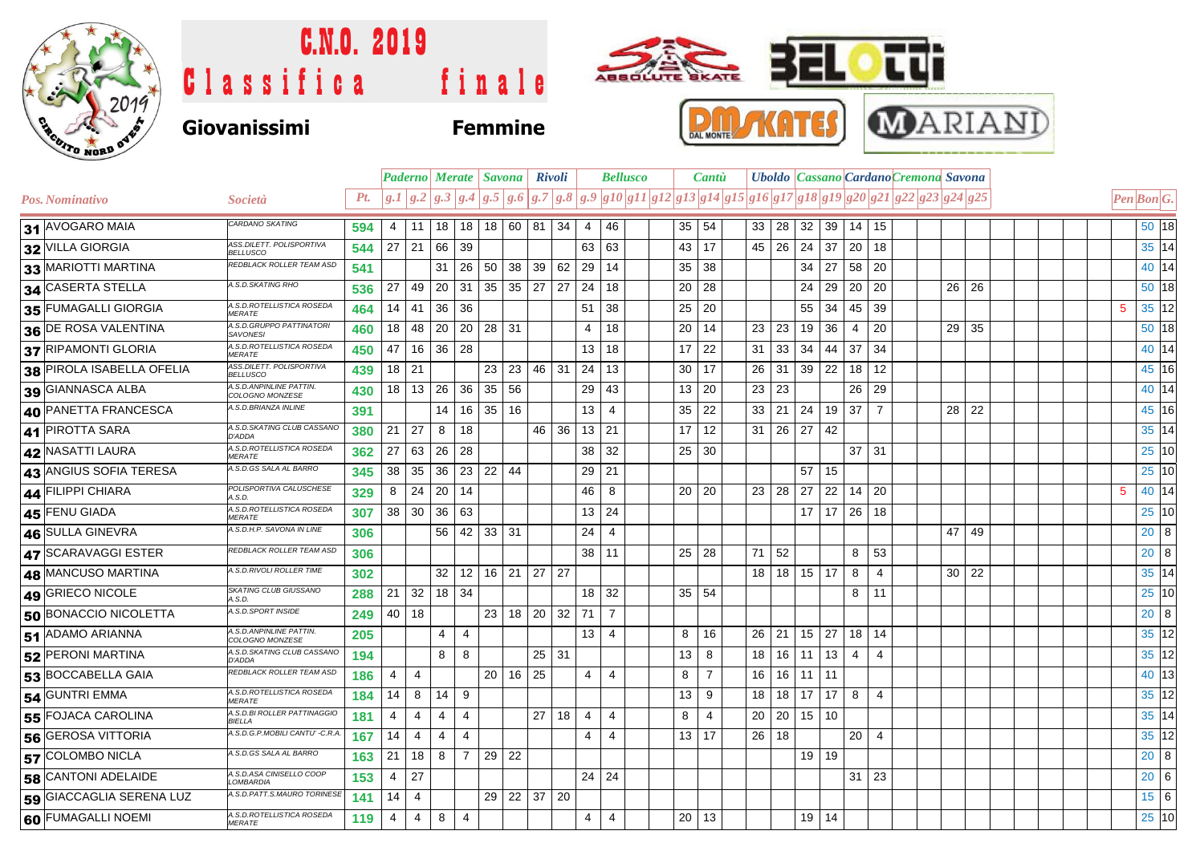# C.N.O. 2019

# Classifica finale

**Giovanissimi** **Femmine**

| | | | | Paderno | | Merate | | Savona | | Rivoli | | Bellusco | | | | Cantù | | | Uboldo | | Cassano | | Cardano | | Cremona | | Savona | | | | |
|---|---|---|---|---|---|---|---|---|---|---|---|---|---|---|---|---|---|---|---|---|---|---|---|---|---|---|---|---|---|---|---|
| Pos. | Nominativo | Società | Pt. | g.1 | g.2 | g.3 | g.4 | g.5 | g.6 | g.7 | g.8 | g.9 | g10 | g11 | g12 | g13 | g14 | g15 | g16 | g17 | g18 | g19 | g20 | g21 | g22 | g23 | g24 | g25 | Pen | Bon | G. |
| 31 | AVOGARO MAIA | CARDANO SKATING | 594 | 4 | 11 | 18 | 18 | 18 | 60 | 81 | 34 | 4 | 46 | | | 35 | 54 | | 33 | 28 | 32 | 39 | 14 | 15 | | | | | | 50 | 18 |
| 32 | VILLA GIORGIA | ASS.DILETT. POLISPORTIVA BELLUSCO | 544 | 27 | 21 | 66 | 39 | | | | | 63 | 63 | | | 43 | 17 | | 45 | 26 | 24 | 37 | 20 | 18 | | | | | | 35 | 14 |
| 33 | MARIOTTI MARTINA | REDBLACK ROLLER TEAM ASD | 541 | | | 31 | 26 | 50 | 38 | 39 | 62 | 29 | 14 | | | 35 | 38 | | | | 34 | 27 | 58 | 20 | | | | | | 40 | 14 |
| 34 | CASERTA STELLA | A.S.D.SKATING RHO | 536 | 27 | 49 | 20 | 31 | 35 | 35 | 27 | 27 | 24 | 18 | | | 20 | 28 | | | | 24 | 29 | 20 | 20 | | | 26 | 26 | | 50 | 18 |
| 35 | FUMAGALLI GIORGIA | A.S.D.ROTELLISTICA ROSEDA MERATE | 464 | 14 | 41 | 36 | 36 | | | | | 51 | 38 | | | 25 | 20 | | | | 55 | 34 | 45 | 39 | | | | | 5 | 35 | 12 |
| 36 | DE ROSA VALENTINA | A.S.D.GRUPPO PATTINATORI SAVONESI | 460 | 18 | 48 | 20 | 20 | 28 | 31 | | | 4 | 18 | | | 20 | 14 | | 23 | 23 | 19 | 36 | 4 | 20 | | | 29 | 35 | | 50 | 18 |
| 37 | RIPAMONTI GLORIA | A.S.D.ROTELLISTICA ROSEDA MERATE | 450 | 47 | 16 | 36 | 28 | | | | | 13 | 18 | | | 17 | 22 | | 31 | 33 | 34 | 44 | 37 | 34 | | | | | | 40 | 14 |
| 38 | PIROLA ISABELLA OFELIA | ASS.DILETT. POLISPORTIVA BELLUSCO | 439 | 18 | 21 | | | 23 | 23 | 46 | 31 | 24 | 13 | | | 30 | 17 | | 26 | 31 | 39 | 22 | 18 | 12 | | | | | | 45 | 16 |
| 39 | GIANNASCA ALBA | A.S.D.ANPINLINE PATTIN. COLOGNO MONZESE | 430 | 18 | 13 | 26 | 36 | 35 | 56 | | | 29 | 43 | | | 13 | 20 | | 23 | 23 | | | 26 | 29 | | | | | | 40 | 14 |
| 40 | PANETTA FRANCESCA | A.S.D.BRIANZA INLINE | 391 | | | 14 | 16 | 35 | 16 | | | 13 | 4 | | | 35 | 22 | | 33 | 21 | 24 | 19 | 37 | 7 | | | 28 | 22 | | 45 | 16 |
| 41 | PIROTTA SARA | A.S.D.SKATING CLUB CASSANO D'ADDA | 380 | 21 | 27 | 8 | 18 | | | 46 | 36 | 13 | 21 | | | 17 | 12 | | 31 | 26 | 27 | 42 | | | | | | | | 35 | 14 |
| 42 | NASATTI LAURA | A.S.D.ROTELLISTICA ROSEDA MERATE | 362 | 27 | 63 | 26 | 28 | | | | | 38 | 32 | | | 25 | 30 | | | | | | 37 | 31 | | | | | | 25 | 10 |
| 43 | ANGIUS SOFIA TERESA | A.S.D.GS SALA AL BARRO | 345 | 38 | 35 | 36 | 23 | 22 | 44 | | | 29 | 21 | | | | | | | | 57 | 15 | | | | | | | | 25 | 10 |
| 44 | FILIPPI CHIARA | POLISPORTIVA CALUSCHESE A.S.D. | 329 | 8 | 24 | 20 | 14 | | | | | 46 | 8 | | | 20 | 20 | | 23 | 28 | 27 | 22 | 14 | 20 | | | | | 5 | 40 | 14 |
| 45 | FENU GIADA | A.S.D.ROTELLISTICA ROSEDA MERATE | 307 | 38 | 30 | 36 | 63 | | | | | 13 | 24 | | | | | | | | 17 | 17 | 26 | 18 | | | | | | 25 | 10 |
| 46 | SULLA GINEVRA | A.S.D.H.P. SAVONA IN LINE | 306 | | | 56 | 42 | 33 | 31 | | | 24 | 4 | | | | | | | | | | | | | | 47 | 49 | | 20 | 8 |
| 47 | SCARAVAGGI ESTER | REDBLACK ROLLER TEAM ASD | 306 | | | | | | | | | 38 | 11 | | | 25 | 28 | | 71 | 52 | | | 8 | 53 | | | | | | 20 | 8 |
| 48 | MANCUSO MARTINA | A.S.D.RIVOLI ROLLER TIME | 302 | | | 32 | 12 | 16 | 21 | 27 | 27 | | | | | | | | 18 | 18 | 15 | 17 | 8 | 4 | | | 30 | 22 | | 35 | 14 |
| 49 | GRIECO NICOLE | SKATING CLUB GIUSSANO A.S.D. | 288 | 21 | 32 | 18 | 34 | | | | | 18 | 32 | | | 35 | 54 | | | | | | 8 | 11 | | | | | | 25 | 10 |
| 50 | BONACCIO NICOLETTA | A.S.D.SPORT INSIDE | 249 | 40 | 18 | | | 23 | 18 | 20 | 32 | 71 | 7 | | | | | | | | | | | | | | | | | 20 | 8 |
| 51 | ADAMO ARIANNA | A.S.D.ANPINLINE PATTIN. COLOGNO MONZESE | 205 | | | 4 | 4 | | | | | 13 | 4 | | | 8 | 16 | | 26 | 21 | 15 | 27 | 18 | 14 | | | | | | 35 | 12 |
| 52 | PERONI MARTINA | A.S.D.SKATING CLUB CASSANO D'ADDA | 194 | | | 8 | 8 | | | 25 | 31 | | | | | 13 | 8 | | 18 | 16 | 11 | 13 | 4 | 4 | | | | | | 35 | 12 |
| 53 | BOCCABELLA GAIA | REDBLACK ROLLER TEAM ASD | 186 | 4 | 4 | | | 20 | 16 | 25 | | 4 | 4 | | | 8 | 7 | | 16 | 16 | 11 | 11 | | | | | | | | 40 | 13 |
| 54 | GUNTRI EMMA | A.S.D.ROTELLISTICA ROSEDA MERATE | 184 | 14 | 8 | 14 | 9 | | | | | | | | | 13 | 9 | | 18 | 18 | 17 | 17 | 8 | 4 | | | | | | 35 | 12 |
| 55 | FOJACA CAROLINA | A.S.D.BI ROLLER PATTINAGGIO BIELLA | 181 | 4 | 4 | 4 | 4 | | | 27 | 18 | 4 | 4 | | | 8 | 4 | | 20 | 20 | 15 | 10 | | | | | | | | 35 | 14 |
| 56 | GEROSA VITTORIA | A.S.D.G.P.MOBILI CANTU' -C.R.A. | 167 | 14 | 4 | 4 | 4 | | | | | 4 | 4 | | | 13 | 17 | | 26 | 18 | | | 20 | 4 | | | | | | 35 | 12 |
| 57 | COLOMBO NICLA | A.S.D.GS SALA AL BARRO | 163 | 21 | 18 | 8 | 7 | 29 | 22 | | | | | | | | | | | | 19 | 19 | | | | | | | | 20 | 8 |
| 58 | CANTONI ADELAIDE | A.S.D.ASA CINISELLO COOP LOMBARDIA | 153 | 4 | 27 | | | | | | | 24 | 24 | | | | | | | | | | 31 | 23 | | | | | | 20 | 6 |
| 59 | GIACCAGLIA SERENA LUZ | A.S.D.PATT.S.MAURO TORINESE | 141 | 14 | 4 | | | 29 | 22 | 37 | 20 | | | | | | | | | | | | | | | | | | | 15 | 6 |
| 60 | FUMAGALLI NOEMI | A.S.D.ROTELLISTICA ROSEDA MERATE | 119 | 4 | 4 | 8 | 4 | | | | | 4 | 4 | | | 20 | 13 | | | | 19 | 14 | | | | | | | | 25 | 10 |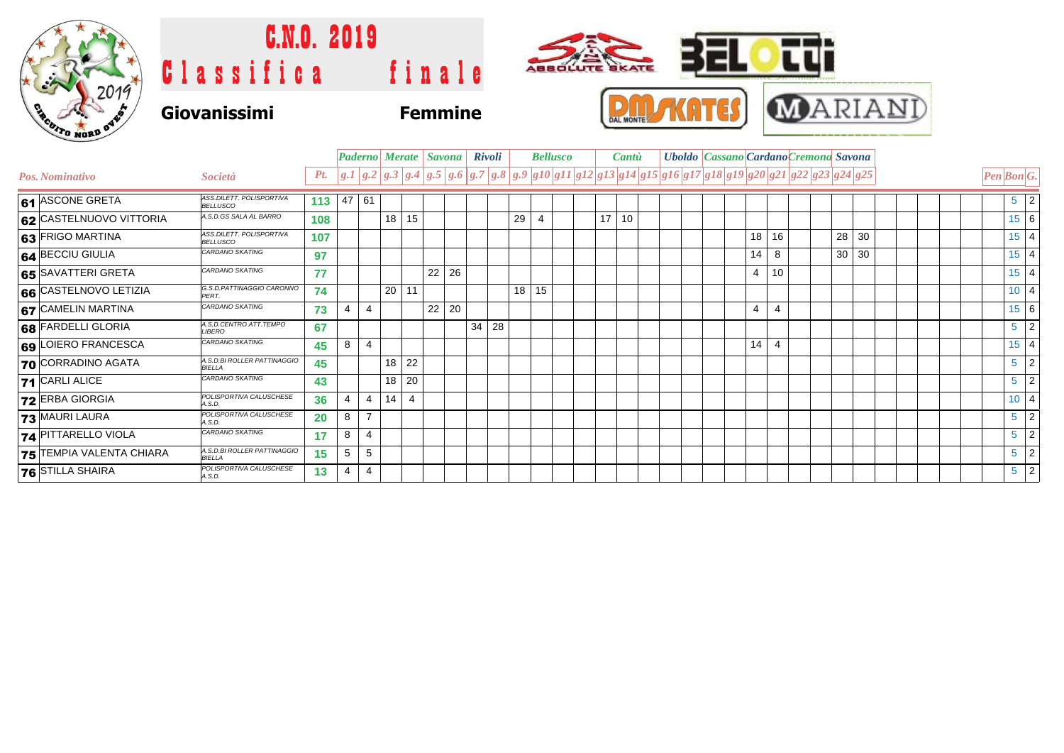# C.N.O. 2019

# Classifica finale

**Giovanissimi** **Femmine**

| Pos. | Nominativo | Società | Pt. | Paderno | | Merate | | Savona | | Rivoli | | Bellusco | | | | Cantù | | | Uboldo | | Cassano | | Cardano | | Cremona | | Savona | | Pen | Bon | G. |
|---|---|---|---|---|---|---|---|---|---|---|---|---|---|---|---|---|---|---|---|---|---|---|---|---|---|---|---|---|---|---|---|
| | | | | g.1 | g.2 | g.3 | g.4 | g.5 | g.6 | g.7 | g.8 | g.9 | g10 | g11 | g12 | g13 | g14 | g15 | g16 | g17 | g18 | g19 | g20 | g21 | g22 | g23 | g24 | g25 | | | |
| 61 | ASCONE GRETA | ASS.DILETT. POLISPORTIVA BELLUSCO | 113 | 47 | 61 | | | | | | | | | | | | | | | | | | | | | | | | | 5 | 2 |
| 62 | CASTELNUOVO VITTORIA | A.S.D.GS SALA AL BARRO | 108 | | | 18 | 15 | | | | | 29 | 4 | | | 17 | 10 | | | | | | | | | | | | | 15 | 6 |
| 63 | FRIGO MARTINA | ASS.DILETT. POLISPORTIVA BELLUSCO | 107 | | | | | | | | | | | | | | | | | | | | 18 | 16 | | | 28 | 30 | | 15 | 4 |
| 64 | BECCIU GIULIA | CARDANO SKATING | 97 | | | | | | | | | | | | | | | | | | | | 14 | 8 | | | 30 | 30 | | 15 | 4 |
| 65 | SAVATTERI GRETA | CARDANO SKATING | 77 | | | | | 22 | 26 | | | | | | | | | | | | | | 4 | 10 | | | | | | 15 | 4 |
| 66 | CASTELNOVO LETIZIA | G.S.D.PATTINAGGIO CARONNO PERT. | 74 | | | 20 | 11 | | | | | 18 | 15 | | | | | | | | | | | | | | | | | 10 | 4 |
| 67 | CAMELIN MARTINA | CARDANO SKATING | 73 | 4 | 4 | | | 22 | 20 | | | | | | | | | | | | | | 4 | 4 | | | | | | 15 | 6 |
| 68 | FARDELLI GLORIA | A.S.D.CENTRO ATT.TEMPO LIBERO | 67 | | | | | | | 34 | 28 | | | | | | | | | | | | | | | | | | | 5 | 2 |
| 69 | LOIERO FRANCESCA | CARDANO SKATING | 45 | 8 | 4 | | | | | | | | | | | | | | | | | | 14 | 4 | | | | | | 15 | 4 |
| 70 | CORRADINO AGATA | A.S.D.BI ROLLER PATTINAGGIO BIELLA | 45 | | | 18 | 22 | | | | | | | | | | | | | | | | | | | | | | | 5 | 2 |
| 71 | CARLI ALICE | CARDANO SKATING | 43 | | | 18 | 20 | | | | | | | | | | | | | | | | | | | | | | | 5 | 2 |
| 72 | ERBA GIORGIA | POLISPORTIVA CALUSCHESE A.S.D. | 36 | 4 | 4 | 14 | 4 | | | | | | | | | | | | | | | | | | | | | | | 10 | 4 |
| 73 | MAURI LAURA | POLISPORTIVA CALUSCHESE A.S.D. | 20 | 8 | 7 | | | | | | | | | | | | | | | | | | | | | | | | | 5 | 2 |
| 74 | PITTARELLO VIOLA | CARDANO SKATING | 17 | 8 | 4 | | | | | | | | | | | | | | | | | | | | | | | | | 5 | 2 |
| 75 | TEMPIA VALENTA CHIARA | A.S.D.BI ROLLER PATTINAGGIO BIELLA | 15 | 5 | 5 | | | | | | | | | | | | | | | | | | | | | | | | | 5 | 2 |
| 76 | STILLA SHAIRA | POLISPORTIVA CALUSCHESE A.S.D. | 13 | 4 | 4 | | | | | | | | | | | | | | | | | | | | | | | | | 5 | 2 |